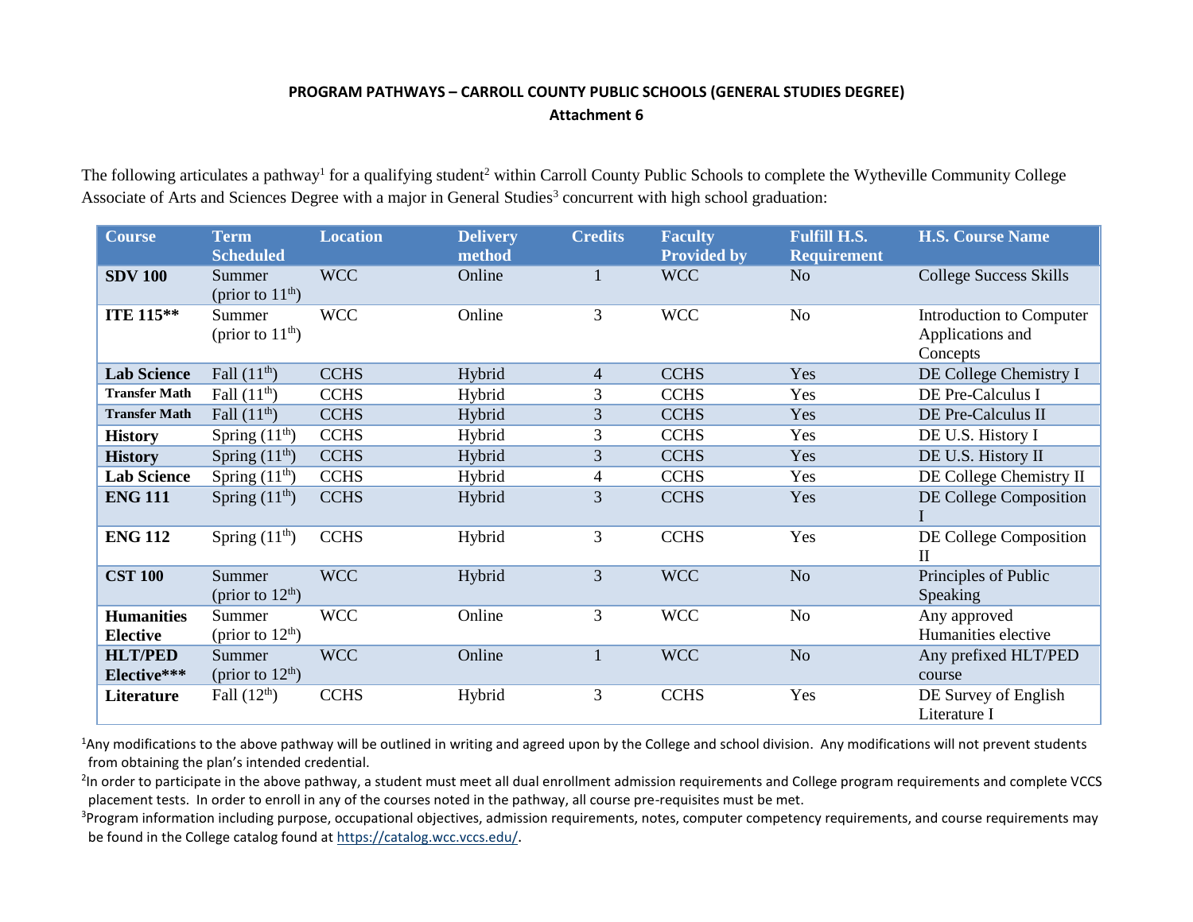**PROGRAM PATHWAYS – CARROLL COUNTY PUBLIC SCHOOLS (GENERAL STUDIES DEGREE)**
**Attachment 6**

The following articulates a pathway[1] for a qualifying student[2] within Carroll County Public Schools to complete the Wytheville Community College Associate of Arts and Sciences Degree with a major in General Studies[3] concurrent with high school graduation:

| Course | Term Scheduled | Location | Delivery method | Credits | Faculty Provided by | Fulfill H.S. Requirement | H.S. Course Name |
|---|---|---|---|---|---|---|---|
| **SDV 100** | Summer (prior to 11th) | WCC | Online | 1 | WCC | No | College Success Skills |
| **ITE 115**** | Summer (prior to 11th) | WCC | Online | 3 | WCC | No | Introduction to Computer Applications and Concepts |
| **Lab Science** | Fall (11th) | CCHS | Hybrid | 4 | CCHS | Yes | DE College Chemistry I |
| **Transfer Math** | Fall (11th) | CCHS | Hybrid | 3 | CCHS | Yes | DE Pre-Calculus I |
| **Transfer Math** | Fall (11th) | CCHS | Hybrid | 3 | CCHS | Yes | DE Pre-Calculus II |
| **History** | Spring (11th) | CCHS | Hybrid | 3 | CCHS | Yes | DE U.S. History I |
| **History** | Spring (11th) | CCHS | Hybrid | 3 | CCHS | Yes | DE U.S. History II |
| **Lab Science** | Spring (11th) | CCHS | Hybrid | 4 | CCHS | Yes | DE College Chemistry II |
| **ENG 111** | Spring (11th) | CCHS | Hybrid | 3 | CCHS | Yes | DE College Composition I |
| **ENG 112** | Spring (11th) | CCHS | Hybrid | 3 | CCHS | Yes | DE College Composition II |
| **CST 100** | Summer (prior to 12th) | WCC | Hybrid | 3 | WCC | No | Principles of Public Speaking |
| **Humanities Elective** | Summer (prior to 12th) | WCC | Online | 3 | WCC | No | Any approved Humanities elective |
| **HLT/PED Elective***** | Summer (prior to 12th) | WCC | Online | 1 | WCC | No | Any prefixed HLT/PED course |
| **Literature** | Fall (12th) | CCHS | Hybrid | 3 | CCHS | Yes | DE Survey of English Literature I |

[1]Any modifications to the above pathway will be outlined in writing and agreed upon by the College and school division. Any modifications will not prevent students from obtaining the plan's intended credential.

[2]In order to participate in the above pathway, a student must meet all dual enrollment admission requirements and College program requirements and complete VCCS placement tests. In order to enroll in any of the courses noted in the pathway, all course pre-requisites must be met.

[3]Program information including purpose, occupational objectives, admission requirements, notes, computer competency requirements, and course requirements may be found in the College catalog found at https://catalog.wcc.vccs.edu/.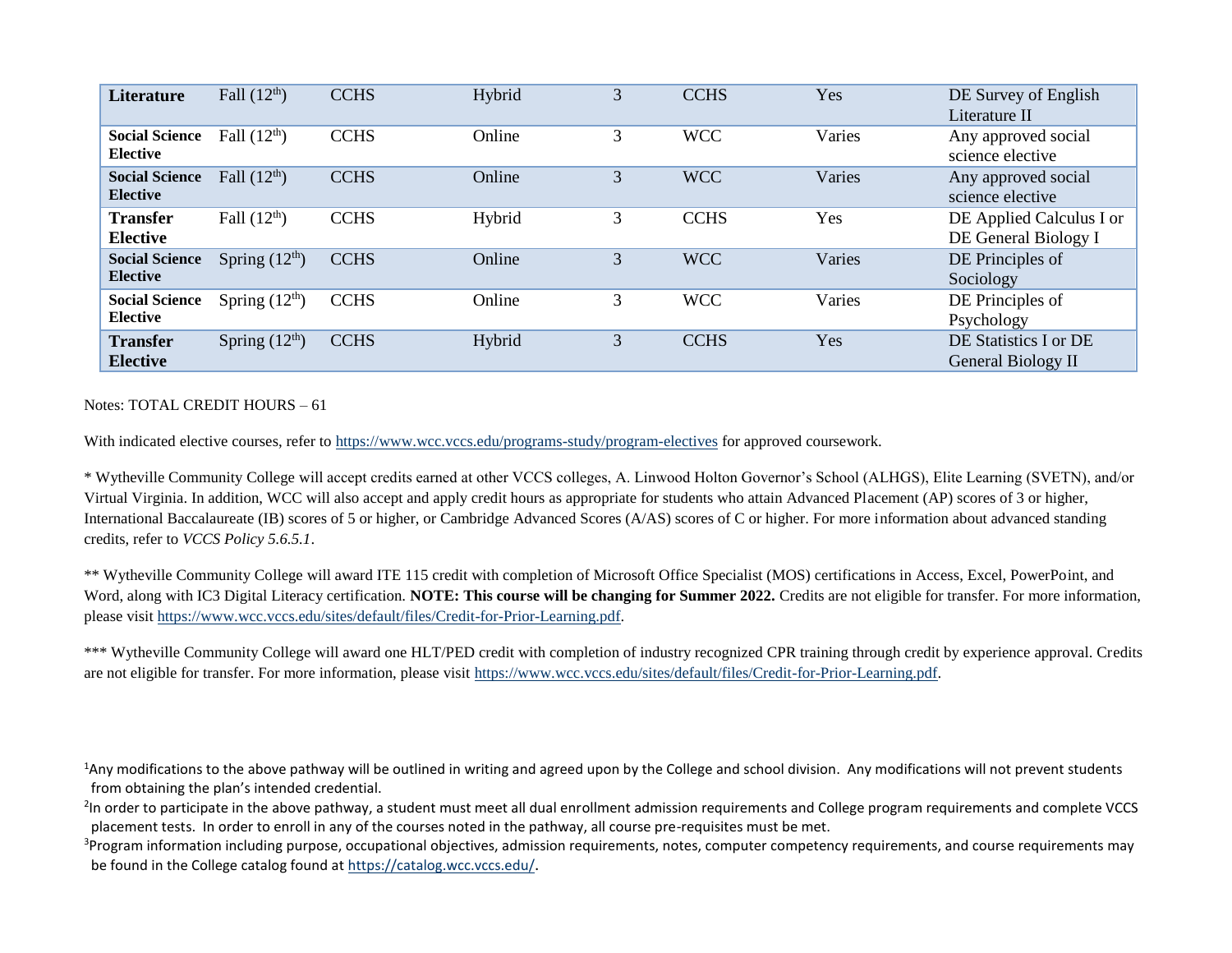| | | | | | | | |
|---|---|---|---|---|---|---|---|
| **Literature** | Fall (12th) | CCHS | Hybrid | 3 | CCHS | Yes | DE Survey of English Literature II |
| **Social Science Elective** | Fall (12th) | CCHS | Online | 3 | WCC | Varies | Any approved social science elective |
| **Social Science Elective** | Fall (12th) | CCHS | Online | 3 | WCC | Varies | Any approved social science elective |
| **Transfer Elective** | Fall (12th) | CCHS | Hybrid | 3 | CCHS | Yes | DE Applied Calculus I or DE General Biology I |
| **Social Science Elective** | Spring (12th) | CCHS | Online | 3 | WCC | Varies | DE Principles of Sociology |
| **Social Science Elective** | Spring (12th) | CCHS | Online | 3 | WCC | Varies | DE Principles of Psychology |
| **Transfer Elective** | Spring (12th) | CCHS | Hybrid | 3 | CCHS | Yes | DE Statistics I or DE General Biology II |

Notes: TOTAL CREDIT HOURS – 61

With indicated elective courses, refer to https://www.wcc.vccs.edu/programs-study/program-electives for approved coursework.

* Wytheville Community College will accept credits earned at other VCCS colleges, A. Linwood Holton Governor's School (ALHGS), Elite Learning (SVETN), and/or Virtual Virginia. In addition, WCC will also accept and apply credit hours as appropriate for students who attain Advanced Placement (AP) scores of 3 or higher, International Baccalaureate (IB) scores of 5 or higher, or Cambridge Advanced Scores (A/AS) scores of C or higher. For more information about advanced standing credits, refer to *VCCS Policy 5.6.5.1*.

** Wytheville Community College will award ITE 115 credit with completion of Microsoft Office Specialist (MOS) certifications in Access, Excel, PowerPoint, and Word, along with IC3 Digital Literacy certification. **NOTE: This course will be changing for Summer 2022.** Credits are not eligible for transfer. For more information, please visit https://www.wcc.vccs.edu/sites/default/files/Credit-for-Prior-Learning.pdf.

*** Wytheville Community College will award one HLT/PED credit with completion of industry recognized CPR training through credit by experience approval. Credits are not eligible for transfer. For more information, please visit https://www.wcc.vccs.edu/sites/default/files/Credit-for-Prior-Learning.pdf.

[1] Any modifications to the above pathway will be outlined in writing and agreed upon by the College and school division. Any modifications will not prevent students from obtaining the plan's intended credential.

[2] In order to participate in the above pathway, a student must meet all dual enrollment admission requirements and College program requirements and complete VCCS placement tests. In order to enroll in any of the courses noted in the pathway, all course pre-requisites must be met.

[3] Program information including purpose, occupational objectives, admission requirements, notes, computer competency requirements, and course requirements may be found in the College catalog found at https://catalog.wcc.vccs.edu/.